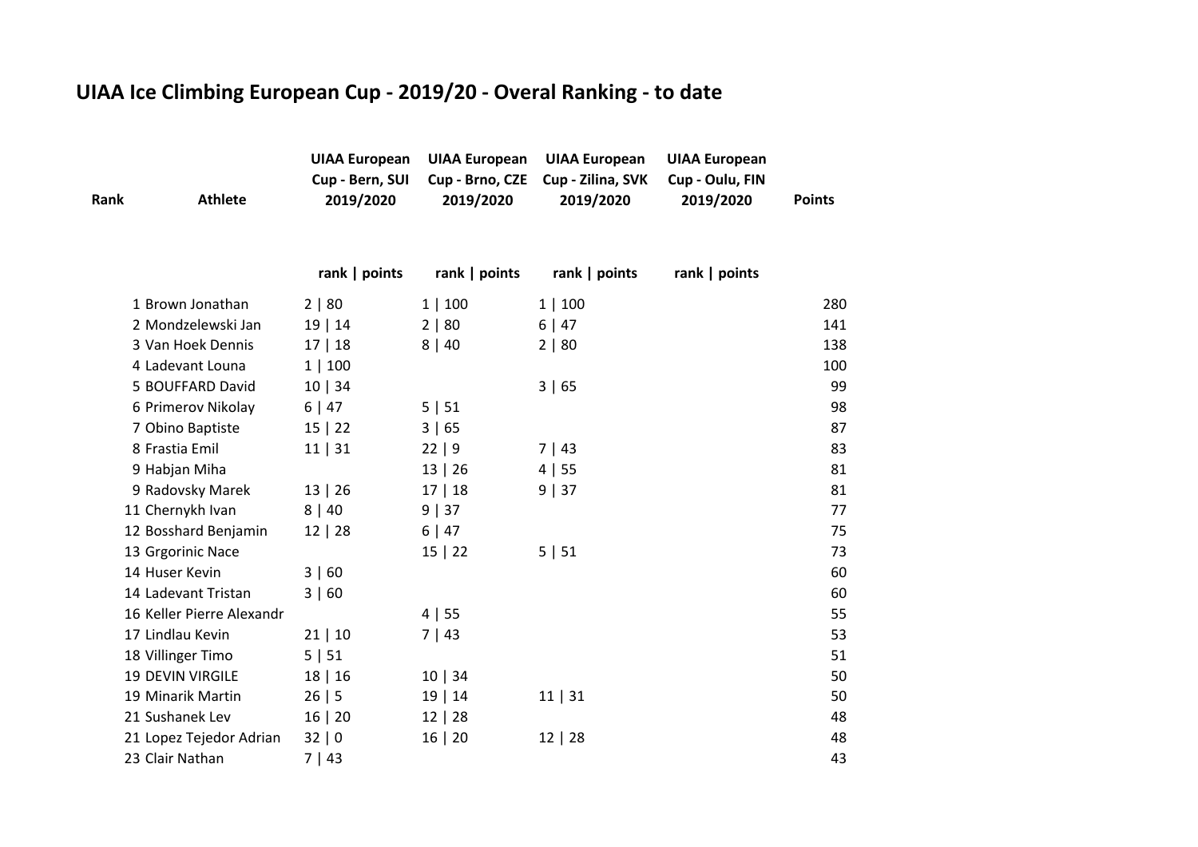# UIAA Ice Climbing European Cup - 2019/20 - Overal Ranking - to date

| Rank | Athlete | UIAA European Cup - Bern, SUI 2019/2020 | UIAA European Cup - Brno, CZE 2019/2020 | UIAA European Cup - Zilina, SVK 2019/2020 | UIAA European Cup - Oulu, FIN 2019/2020 | Points |
|---|---|---|---|---|---|---|
| | | rank \| points | rank \| points | rank \| points | rank \| points | |
| 1 | Brown Jonathan | 2 \| 80 | 1 \| 100 | 1 \| 100 | | 280 |
| 2 | Mondzelewski Jan | 19 \| 14 | 2 \| 80 | 6 \| 47 | | 141 |
| 3 | Van Hoek Dennis | 17 \| 18 | 8 \| 40 | 2 \| 80 | | 138 |
| 4 | Ladevant Louna | 1 \| 100 | | | | 100 |
| 5 | BOUFFARD David | 10 \| 34 | | 3 \| 65 | | 99 |
| 6 | Primerov Nikolay | 6 \| 47 | 5 \| 51 | | | 98 |
| 7 | Obino Baptiste | 15 \| 22 | 3 \| 65 | | | 87 |
| 8 | Frastia Emil | 11 \| 31 | 22 \| 9 | 7 \| 43 | | 83 |
| 9 | Habjan Miha | | 13 \| 26 | 4 \| 55 | | 81 |
| 9 | Radovsky Marek | 13 \| 26 | 17 \| 18 | 9 \| 37 | | 81 |
| 11 | Chernykh Ivan | 8 \| 40 | 9 \| 37 | | | 77 |
| 12 | Bosshard Benjamin | 12 \| 28 | 6 \| 47 | | | 75 |
| 13 | Grgorinic Nace | | 15 \| 22 | 5 \| 51 | | 73 |
| 14 | Huser Kevin | 3 \| 60 | | | | 60 |
| 14 | Ladevant Tristan | 3 \| 60 | | | | 60 |
| 16 | Keller Pierre Alexandr | | 4 \| 55 | | | 55 |
| 17 | Lindlau Kevin | 21 \| 10 | 7 \| 43 | | | 53 |
| 18 | Villinger Timo | 5 \| 51 | | | | 51 |
| 19 | DEVIN VIRGILE | 18 \| 16 | 10 \| 34 | | | 50 |
| 19 | Minarik Martin | 26 \| 5 | 19 \| 14 | 11 \| 31 | | 50 |
| 21 | Sushanek Lev | 16 \| 20 | 12 \| 28 | | | 48 |
| 21 | Lopez Tejedor Adrian | 32 \| 0 | 16 \| 20 | 12 \| 28 | | 48 |
| 23 | Clair Nathan | 7 \| 43 | | | | 43 |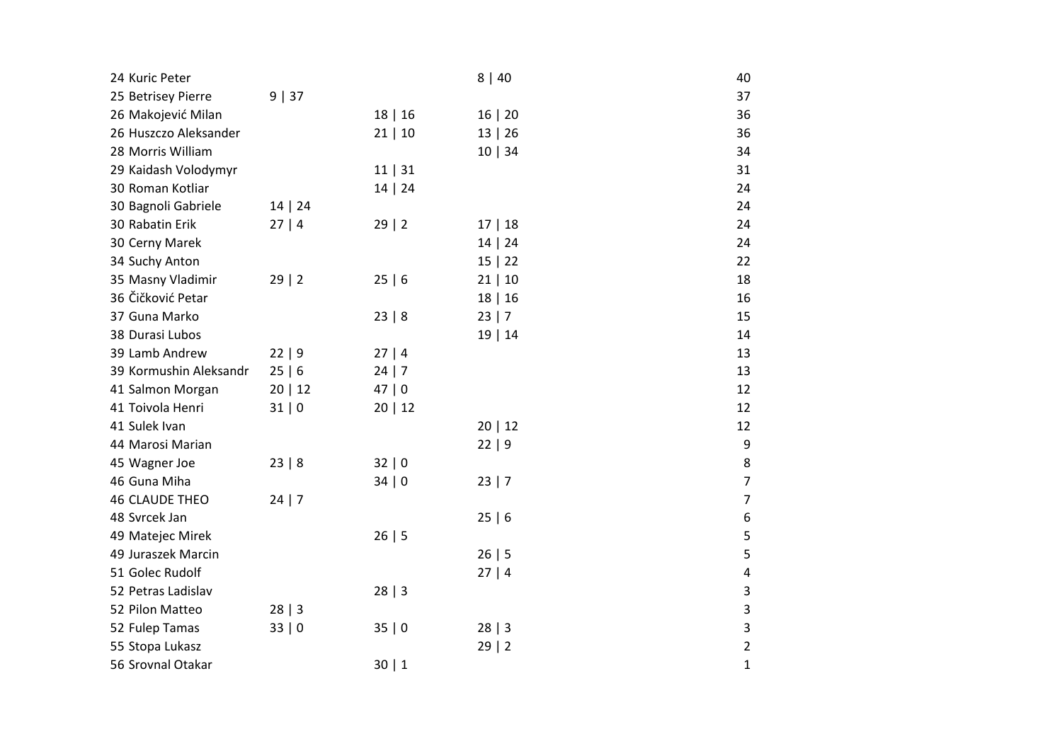| | | | | | |
|---|---|---|---|---|---|
| 24 | Kuric Peter | | | 8 \| 40 | 40 |
| 25 | Betrisey Pierre | 9 \| 37 | | | 37 |
| 26 | Makojević Milan | | 18 \| 16 | 16 \| 20 | 36 |
| 26 | Huszczo Aleksander | | 21 \| 10 | 13 \| 26 | 36 |
| 28 | Morris William | | | 10 \| 34 | 34 |
| 29 | Kaidash Volodymyr | | 11 \| 31 | | 31 |
| 30 | Roman Kotliar | | 14 \| 24 | | 24 |
| 30 | Bagnoli Gabriele | 14 \| 24 | | | 24 |
| 30 | Rabatin Erik | 27 \| 4 | 29 \| 2 | 17 \| 18 | 24 |
| 30 | Cerny Marek | | | 14 \| 24 | 24 |
| 34 | Suchy Anton | | | 15 \| 22 | 22 |
| 35 | Masny Vladimir | 29 \| 2 | 25 \| 6 | 21 \| 10 | 18 |
| 36 | Čičković Petar | | | 18 \| 16 | 16 |
| 37 | Guna Marko | | 23 \| 8 | 23 \| 7 | 15 |
| 38 | Durasi Lubos | | | 19 \| 14 | 14 |
| 39 | Lamb Andrew | 22 \| 9 | 27 \| 4 | | 13 |
| 39 | Kormushin Aleksandr | 25 \| 6 | 24 \| 7 | | 13 |
| 41 | Salmon Morgan | 20 \| 12 | 47 \| 0 | | 12 |
| 41 | Toivola Henri | 31 \| 0 | 20 \| 12 | | 12 |
| 41 | Sulek Ivan | | | 20 \| 12 | 12 |
| 44 | Marosi Marian | | | 22 \| 9 | 9 |
| 45 | Wagner Joe | 23 \| 8 | 32 \| 0 | | 8 |
| 46 | Guna Miha | | 34 \| 0 | 23 \| 7 | 7 |
| 46 | CLAUDE THEO | 24 \| 7 | | | 7 |
| 48 | Svrcek Jan | | | 25 \| 6 | 6 |
| 49 | Matejec Mirek | | 26 \| 5 | | 5 |
| 49 | Juraszek Marcin | | | 26 \| 5 | 5 |
| 51 | Golec Rudolf | | | 27 \| 4 | 4 |
| 52 | Petras Ladislav | | 28 \| 3 | | 3 |
| 52 | Pilon Matteo | 28 \| 3 | | | 3 |
| 52 | Fulep Tamas | 33 \| 0 | 35 \| 0 | 28 \| 3 | 3 |
| 55 | Stopa Lukasz | | | 29 \| 2 | 2 |
| 56 | Srovnal Otakar | | 30 \| 1 | | 1 |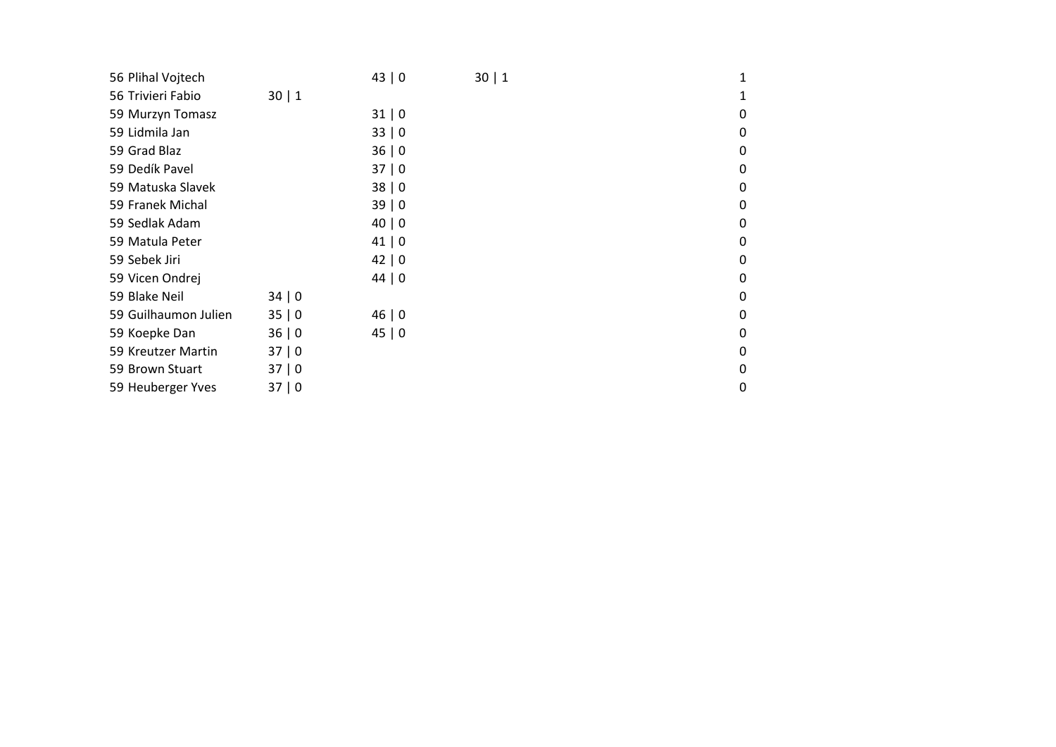| | | | | |
|---|---|---|---|---|
| 56 Plihal Vojtech | | 43 \| 0 | 30 \| 1 | 1 |
| 56 Trivieri Fabio | 30 \| 1 | | | 1 |
| 59 Murzyn Tomasz | | 31 \| 0 | | 0 |
| 59 Lidmila Jan | | 33 \| 0 | | 0 |
| 59 Grad Blaz | | 36 \| 0 | | 0 |
| 59 Dedík Pavel | | 37 \| 0 | | 0 |
| 59 Matuska Slavek | | 38 \| 0 | | 0 |
| 59 Franek Michal | | 39 \| 0 | | 0 |
| 59 Sedlak Adam | | 40 \| 0 | | 0 |
| 59 Matula Peter | | 41 \| 0 | | 0 |
| 59 Sebek Jiri | | 42 \| 0 | | 0 |
| 59 Vicen Ondrej | | 44 \| 0 | | 0 |
| 59 Blake Neil | 34 \| 0 | | | 0 |
| 59 Guilhaumon Julien | 35 \| 0 | 46 \| 0 | | 0 |
| 59 Koepke Dan | 36 \| 0 | 45 \| 0 | | 0 |
| 59 Kreutzer Martin | 37 \| 0 | | | 0 |
| 59 Brown Stuart | 37 \| 0 | | | 0 |
| 59 Heuberger Yves | 37 \| 0 | | | 0 |